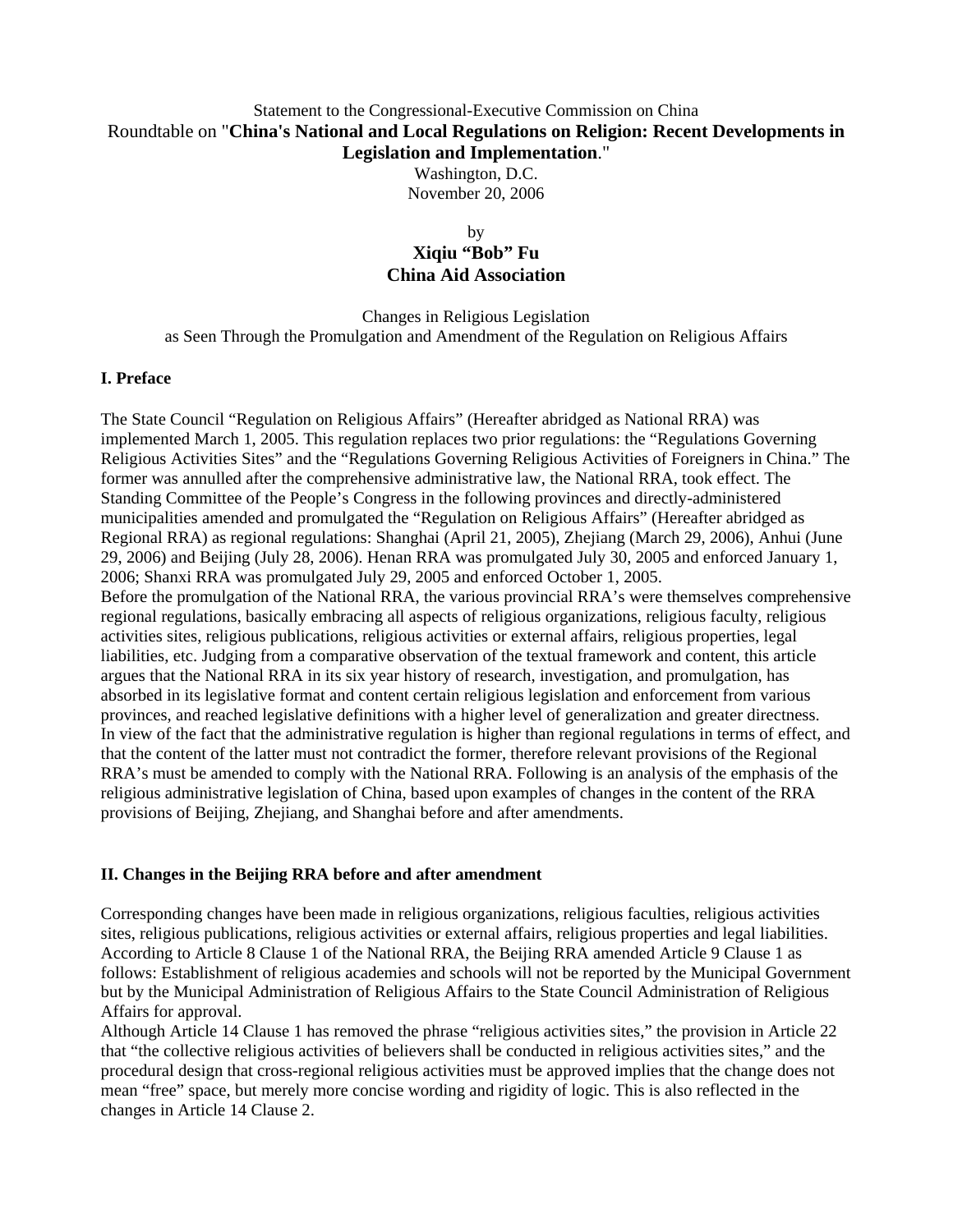Statement to the Congressional-Executive Commission on China

Roundtable on "**China's National and Local Regulations on Religion: Recent Developments in Legislation and Implementation**."

Washington, D.C.

November 20, 2006

by

**Xiqiu "Bob" Fu**

**China Aid Association**

Changes in Religious Legislation
as Seen Through the Promulgation and Amendment of the Regulation on Religious Affairs

**I. Preface**

The State Council "Regulation on Religious Affairs" (Hereafter abridged as National RRA) was implemented March 1, 2005. This regulation replaces two prior regulations: the "Regulations Governing Religious Activities Sites" and the "Regulations Governing Religious Activities of Foreigners in China." The former was annulled after the comprehensive administrative law, the National RRA, took effect. The Standing Committee of the People's Congress in the following provinces and directly-administered municipalities amended and promulgated the "Regulation on Religious Affairs" (Hereafter abridged as Regional RRA) as regional regulations: Shanghai (April 21, 2005), Zhejiang (March 29, 2006), Anhui (June 29, 2006) and Beijing (July 28, 2006). Henan RRA was promulgated July 30, 2005 and enforced January 1, 2006; Shanxi RRA was promulgated July 29, 2005 and enforced October 1, 2005.

Before the promulgation of the National RRA, the various provincial RRA's were themselves comprehensive regional regulations, basically embracing all aspects of religious organizations, religious faculty, religious activities sites, religious publications, religious activities or external affairs, religious properties, legal liabilities, etc. Judging from a comparative observation of the textual framework and content, this article argues that the National RRA in its six year history of research, investigation, and promulgation, has absorbed in its legislative format and content certain religious legislation and enforcement from various provinces, and reached legislative definitions with a higher level of generalization and greater directness.

In view of the fact that the administrative regulation is higher than regional regulations in terms of effect, and that the content of the latter must not contradict the former, therefore relevant provisions of the Regional RRA's must be amended to comply with the National RRA. Following is an analysis of the emphasis of the religious administrative legislation of China, based upon examples of changes in the content of the RRA provisions of Beijing, Zhejiang, and Shanghai before and after amendments.

**II. Changes in the Beijing RRA before and after amendment**

Corresponding changes have been made in religious organizations, religious faculties, religious activities sites, religious publications, religious activities or external affairs, religious properties and legal liabilities. According to Article 8 Clause 1 of the National RRA, the Beijing RRA amended Article 9 Clause 1 as follows: Establishment of religious academies and schools will not be reported by the Municipal Government but by the Municipal Administration of Religious Affairs to the State Council Administration of Religious Affairs for approval.

Although Article 14 Clause 1 has removed the phrase "religious activities sites," the provision in Article 22 that "the collective religious activities of believers shall be conducted in religious activities sites," and the procedural design that cross-regional religious activities must be approved implies that the change does not mean "free" space, but merely more concise wording and rigidity of logic. This is also reflected in the changes in Article 14 Clause 2.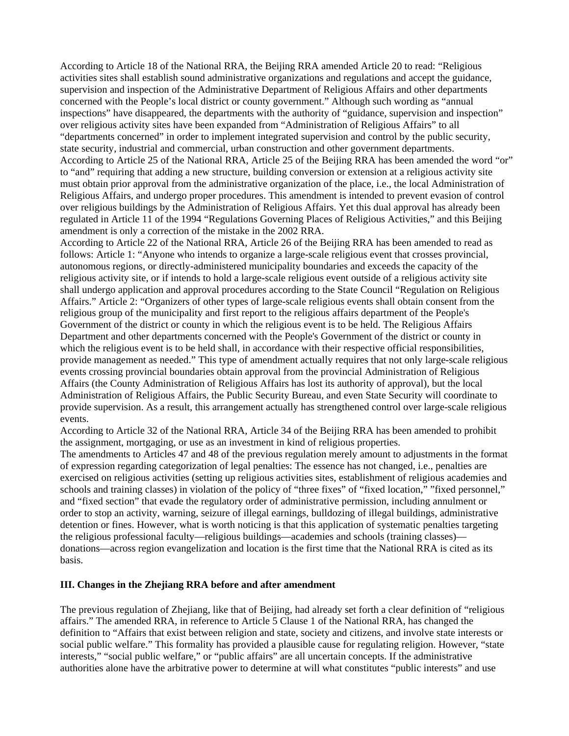According to Article 18 of the National RRA, the Beijing RRA amended Article 20 to read: "Religious activities sites shall establish sound administrative organizations and regulations and accept the guidance, supervision and inspection of the Administrative Department of Religious Affairs and other departments concerned with the People's local district or county government." Although such wording as "annual inspections" have disappeared, the departments with the authority of "guidance, supervision and inspection" over religious activity sites have been expanded from "Administration of Religious Affairs" to all "departments concerned" in order to implement integrated supervision and control by the public security, state security, industrial and commercial, urban construction and other government departments.

According to Article 25 of the National RRA, Article 25 of the Beijing RRA has been amended the word "or" to "and" requiring that adding a new structure, building conversion or extension at a religious activity site must obtain prior approval from the administrative organization of the place, i.e., the local Administration of Religious Affairs, and undergo proper procedures. This amendment is intended to prevent evasion of control over religious buildings by the Administration of Religious Affairs. Yet this dual approval has already been regulated in Article 11 of the 1994 "Regulations Governing Places of Religious Activities," and this Beijing amendment is only a correction of the mistake in the 2002 RRA.

According to Article 22 of the National RRA, Article 26 of the Beijing RRA has been amended to read as follows: Article 1: "Anyone who intends to organize a large-scale religious event that crosses provincial, autonomous regions, or directly-administered municipality boundaries and exceeds the capacity of the religious activity site, or if intends to hold a large-scale religious event outside of a religious activity site shall undergo application and approval procedures according to the State Council "Regulation on Religious Affairs." Article 2: "Organizers of other types of large-scale religious events shall obtain consent from the religious group of the municipality and first report to the religious affairs department of the People's Government of the district or county in which the religious event is to be held. The Religious Affairs Department and other departments concerned with the People's Government of the district or county in which the religious event is to be held shall, in accordance with their respective official responsibilities, provide management as needed." This type of amendment actually requires that not only large-scale religious events crossing provincial boundaries obtain approval from the provincial Administration of Religious Affairs (the County Administration of Religious Affairs has lost its authority of approval), but the local Administration of Religious Affairs, the Public Security Bureau, and even State Security will coordinate to provide supervision. As a result, this arrangement actually has strengthened control over large-scale religious events.

According to Article 32 of the National RRA, Article 34 of the Beijing RRA has been amended to prohibit the assignment, mortgaging, or use as an investment in kind of religious properties.

The amendments to Articles 47 and 48 of the previous regulation merely amount to adjustments in the format of expression regarding categorization of legal penalties: The essence has not changed, i.e., penalties are exercised on religious activities (setting up religious activities sites, establishment of religious academies and schools and training classes) in violation of the policy of "three fixes" of "fixed location," "fixed personnel," and "fixed section" that evade the regulatory order of administrative permission, including annulment or order to stop an activity, warning, seizure of illegal earnings, bulldozing of illegal buildings, administrative detention or fines. However, what is worth noticing is that this application of systematic penalties targeting the religious professional faculty—religious buildings—academies and schools (training classes)—donations—across region evangelization and location is the first time that the National RRA is cited as its basis.

### III. Changes in the Zhejiang RRA before and after amendment

The previous regulation of Zhejiang, like that of Beijing, had already set forth a clear definition of "religious affairs." The amended RRA, in reference to Article 5 Clause 1 of the National RRA, has changed the definition to "Affairs that exist between religion and state, society and citizens, and involve state interests or social public welfare." This formality has provided a plausible cause for regulating religion. However, "state interests," "social public welfare," or "public affairs" are all uncertain concepts. If the administrative authorities alone have the arbitrative power to determine at will what constitutes "public interests" and use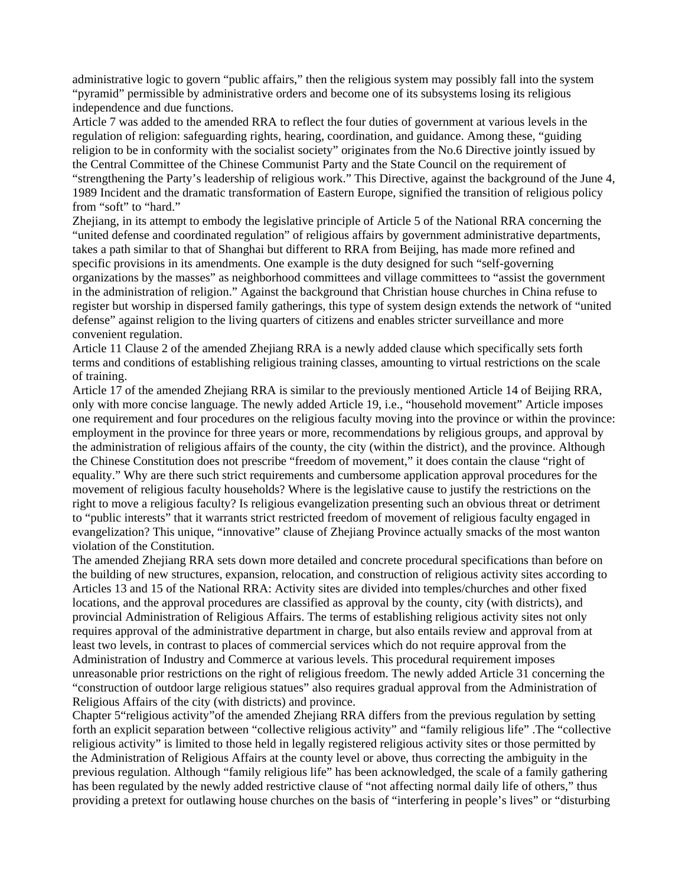administrative logic to govern "public affairs," then the religious system may possibly fall into the system "pyramid" permissible by administrative orders and become one of its subsystems losing its religious independence and due functions.

Article 7 was added to the amended RRA to reflect the four duties of government at various levels in the regulation of religion: safeguarding rights, hearing, coordination, and guidance. Among these, "guiding religion to be in conformity with the socialist society" originates from the No.6 Directive jointly issued by the Central Committee of the Chinese Communist Party and the State Council on the requirement of "strengthening the Party's leadership of religious work." This Directive, against the background of the June 4, 1989 Incident and the dramatic transformation of Eastern Europe, signified the transition of religious policy from "soft" to "hard."

Zhejiang, in its attempt to embody the legislative principle of Article 5 of the National RRA concerning the "united defense and coordinated regulation" of religious affairs by government administrative departments, takes a path similar to that of Shanghai but different to RRA from Beijing, has made more refined and specific provisions in its amendments. One example is the duty designed for such "self-governing organizations by the masses" as neighborhood committees and village committees to "assist the government in the administration of religion." Against the background that Christian house churches in China refuse to register but worship in dispersed family gatherings, this type of system design extends the network of "united defense" against religion to the living quarters of citizens and enables stricter surveillance and more convenient regulation.

Article 11 Clause 2 of the amended Zhejiang RRA is a newly added clause which specifically sets forth terms and conditions of establishing religious training classes, amounting to virtual restrictions on the scale of training.

Article 17 of the amended Zhejiang RRA is similar to the previously mentioned Article 14 of Beijing RRA, only with more concise language. The newly added Article 19, i.e., "household movement" Article imposes one requirement and four procedures on the religious faculty moving into the province or within the province: employment in the province for three years or more, recommendations by religious groups, and approval by the administration of religious affairs of the county, the city (within the district), and the province. Although the Chinese Constitution does not prescribe "freedom of movement," it does contain the clause "right of equality." Why are there such strict requirements and cumbersome application approval procedures for the movement of religious faculty households? Where is the legislative cause to justify the restrictions on the right to move a religious faculty? Is religious evangelization presenting such an obvious threat or detriment to "public interests" that it warrants strict restricted freedom of movement of religious faculty engaged in evangelization? This unique, "innovative" clause of Zhejiang Province actually smacks of the most wanton violation of the Constitution.

The amended Zhejiang RRA sets down more detailed and concrete procedural specifications than before on the building of new structures, expansion, relocation, and construction of religious activity sites according to Articles 13 and 15 of the National RRA: Activity sites are divided into temples/churches and other fixed locations, and the approval procedures are classified as approval by the county, city (with districts), and provincial Administration of Religious Affairs. The terms of establishing religious activity sites not only requires approval of the administrative department in charge, but also entails review and approval from at least two levels, in contrast to places of commercial services which do not require approval from the Administration of Industry and Commerce at various levels. This procedural requirement imposes unreasonable prior restrictions on the right of religious freedom. The newly added Article 31 concerning the "construction of outdoor large religious statues" also requires gradual approval from the Administration of Religious Affairs of the city (with districts) and province.

Chapter 5"religious activity"of the amended Zhejiang RRA differs from the previous regulation by setting forth an explicit separation between "collective religious activity" and "family religious life" .The "collective religious activity" is limited to those held in legally registered religious activity sites or those permitted by the Administration of Religious Affairs at the county level or above, thus correcting the ambiguity in the previous regulation. Although "family religious life" has been acknowledged, the scale of a family gathering has been regulated by the newly added restrictive clause of "not affecting normal daily life of others," thus providing a pretext for outlawing house churches on the basis of "interfering in people's lives" or "disturbing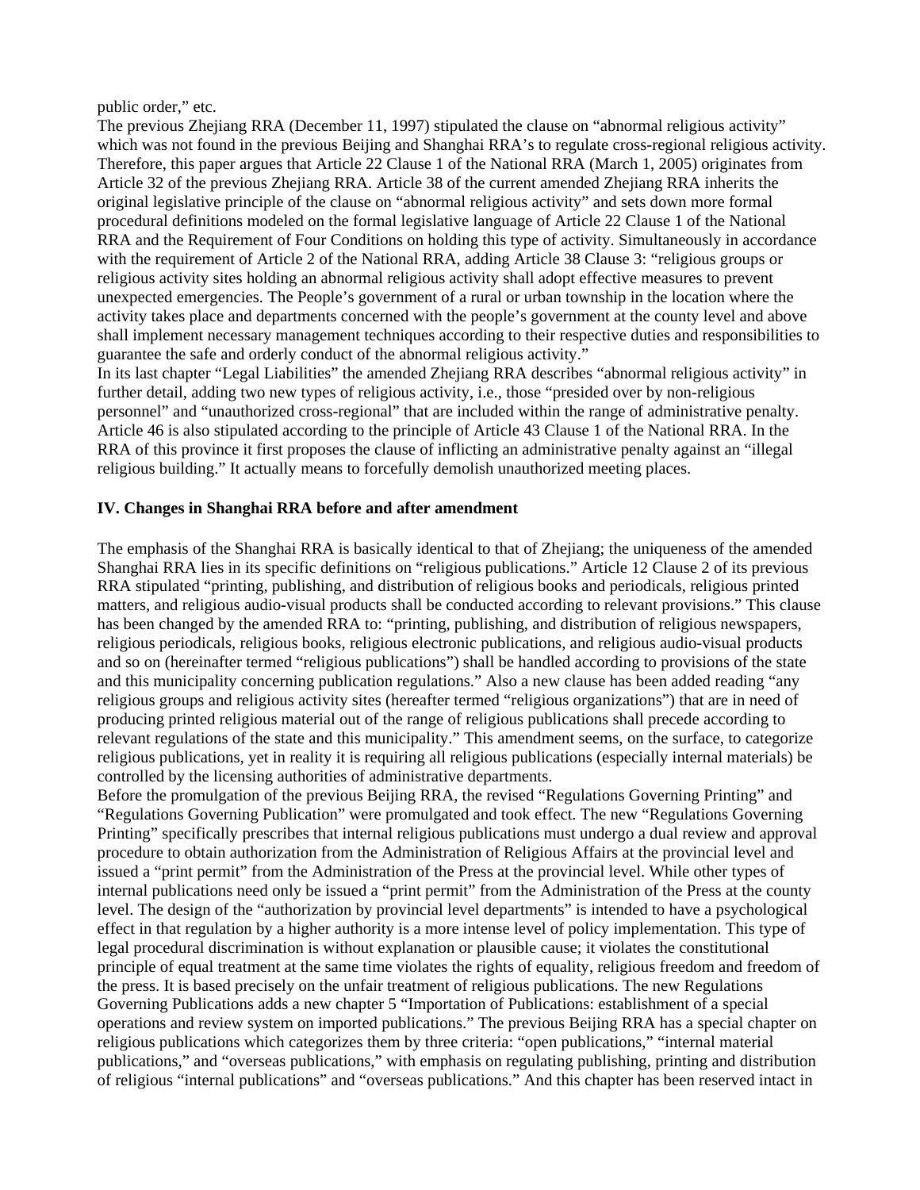public order," etc.

The previous Zhejiang RRA (December 11, 1997) stipulated the clause on "abnormal religious activity" which was not found in the previous Beijing and Shanghai RRA's to regulate cross-regional religious activity. Therefore, this paper argues that Article 22 Clause 1 of the National RRA (March 1, 2005) originates from Article 32 of the previous Zhejiang RRA. Article 38 of the current amended Zhejiang RRA inherits the original legislative principle of the clause on "abnormal religious activity" and sets down more formal procedural definitions modeled on the formal legislative language of Article 22 Clause 1 of the National RRA and the Requirement of Four Conditions on holding this type of activity. Simultaneously in accordance with the requirement of Article 2 of the National RRA, adding Article 38 Clause 3: "religious groups or religious activity sites holding an abnormal religious activity shall adopt effective measures to prevent unexpected emergencies. The People's government of a rural or urban township in the location where the activity takes place and departments concerned with the people's government at the county level and above shall implement necessary management techniques according to their respective duties and responsibilities to guarantee the safe and orderly conduct of the abnormal religious activity."

In its last chapter "Legal Liabilities" the amended Zhejiang RRA describes "abnormal religious activity" in further detail, adding two new types of religious activity, i.e., those "presided over by non-religious personnel" and "unauthorized cross-regional" that are included within the range of administrative penalty. Article 46 is also stipulated according to the principle of Article 43 Clause 1 of the National RRA. In the RRA of this province it first proposes the clause of inflicting an administrative penalty against an "illegal religious building." It actually means to forcefully demolish unauthorized meeting places.

## IV. Changes in Shanghai RRA before and after amendment

The emphasis of the Shanghai RRA is basically identical to that of Zhejiang; the uniqueness of the amended Shanghai RRA lies in its specific definitions on "religious publications." Article 12 Clause 2 of its previous RRA stipulated "printing, publishing, and distribution of religious books and periodicals, religious printed matters, and religious audio-visual products shall be conducted according to relevant provisions." This clause has been changed by the amended RRA to: "printing, publishing, and distribution of religious newspapers, religious periodicals, religious books, religious electronic publications, and religious audio-visual products and so on (hereinafter termed "religious publications") shall be handled according to provisions of the state and this municipality concerning publication regulations." Also a new clause has been added reading "any religious groups and religious activity sites (hereafter termed "religious organizations") that are in need of producing printed religious material out of the range of religious publications shall precede according to relevant regulations of the state and this municipality." This amendment seems, on the surface, to categorize religious publications, yet in reality it is requiring all religious publications (especially internal materials) be controlled by the licensing authorities of administrative departments.

Before the promulgation of the previous Beijing RRA, the revised "Regulations Governing Printing" and "Regulations Governing Publication" were promulgated and took effect. The new "Regulations Governing Printing" specifically prescribes that internal religious publications must undergo a dual review and approval procedure to obtain authorization from the Administration of Religious Affairs at the provincial level and issued a "print permit" from the Administration of the Press at the provincial level. While other types of internal publications need only be issued a "print permit" from the Administration of the Press at the county level. The design of the "authorization by provincial level departments" is intended to have a psychological effect in that regulation by a higher authority is a more intense level of policy implementation. This type of legal procedural discrimination is without explanation or plausible cause; it violates the constitutional principle of equal treatment at the same time violates the rights of equality, religious freedom and freedom of the press. It is based precisely on the unfair treatment of religious publications. The new Regulations Governing Publications adds a new chapter 5 "Importation of Publications: establishment of a special operations and review system on imported publications." The previous Beijing RRA has a special chapter on religious publications which categorizes them by three criteria: "open publications," "internal material publications," and "overseas publications," with emphasis on regulating publishing, printing and distribution of religious "internal publications" and "overseas publications." And this chapter has been reserved intact in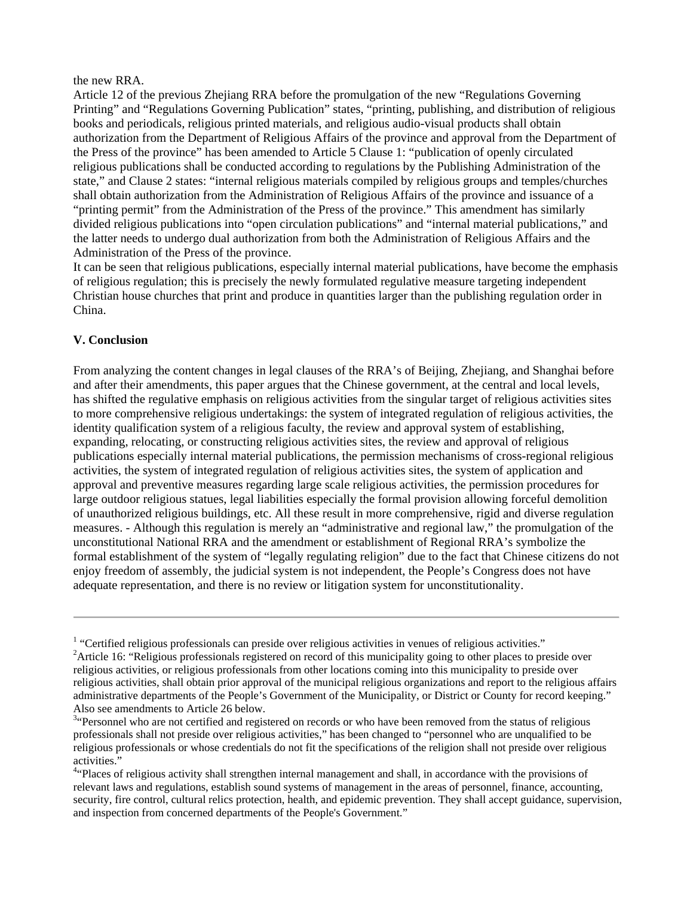the new RRA.

Article 12 of the previous Zhejiang RRA before the promulgation of the new "Regulations Governing Printing" and "Regulations Governing Publication" states, "printing, publishing, and distribution of religious books and periodicals, religious printed materials, and religious audio-visual products shall obtain authorization from the Department of Religious Affairs of the province and approval from the Department of the Press of the province" has been amended to Article 5 Clause 1: "publication of openly circulated religious publications shall be conducted according to regulations by the Publishing Administration of the state," and Clause 2 states: "internal religious materials compiled by religious groups and temples/churches shall obtain authorization from the Administration of Religious Affairs of the province and issuance of a "printing permit" from the Administration of the Press of the province." This amendment has similarly divided religious publications into "open circulation publications" and "internal material publications," and the latter needs to undergo dual authorization from both the Administration of Religious Affairs and the Administration of the Press of the province.

It can be seen that religious publications, especially internal material publications, have become the emphasis of religious regulation; this is precisely the newly formulated regulative measure targeting independent Christian house churches that print and produce in quantities larger than the publishing regulation order in China.

**V. Conclusion**

From analyzing the content changes in legal clauses of the RRA's of Beijing, Zhejiang, and Shanghai before and after their amendments, this paper argues that the Chinese government, at the central and local levels, has shifted the regulative emphasis on religious activities from the singular target of religious activities sites to more comprehensive religious undertakings: the system of integrated regulation of religious activities, the identity qualification system of a religious faculty, the review and approval system of establishing, expanding, relocating, or constructing religious activities sites, the review and approval of religious publications especially internal material publications, the permission mechanisms of cross-regional religious activities, the system of integrated regulation of religious activities sites, the system of application and approval and preventive measures regarding large scale religious activities, the permission procedures for large outdoor religious statues, legal liabilities especially the formal provision allowing forceful demolition of unauthorized religious buildings, etc. All these result in more comprehensive, rigid and diverse regulation measures. - Although this regulation is merely an "administrative and regional law," the promulgation of the unconstitutional National RRA and the amendment or establishment of Regional RRA's symbolize the formal establishment of the system of "legally regulating religion" due to the fact that Chinese citizens do not enjoy freedom of assembly, the judicial system is not independent, the People's Congress does not have adequate representation, and there is no review or litigation system for unconstitutionality.

---

[1] "Certified religious professionals can preside over religious activities in venues of religious activities."

[2] Article 16: "Religious professionals registered on record of this municipality going to other places to preside over religious activities, or religious professionals from other locations coming into this municipality to preside over religious activities, shall obtain prior approval of the municipal religious organizations and report to the religious affairs administrative departments of the People's Government of the Municipality, or District or County for record keeping." Also see amendments to Article 26 below.

[3] "Personnel who are not certified and registered on records or who have been removed from the status of religious professionals shall not preside over religious activities," has been changed to "personnel who are unqualified to be religious professionals or whose credentials do not fit the specifications of the religion shall not preside over religious activities."

[4] "Places of religious activity shall strengthen internal management and shall, in accordance with the provisions of relevant laws and regulations, establish sound systems of management in the areas of personnel, finance, accounting, security, fire control, cultural relics protection, health, and epidemic prevention. They shall accept guidance, supervision, and inspection from concerned departments of the People's Government."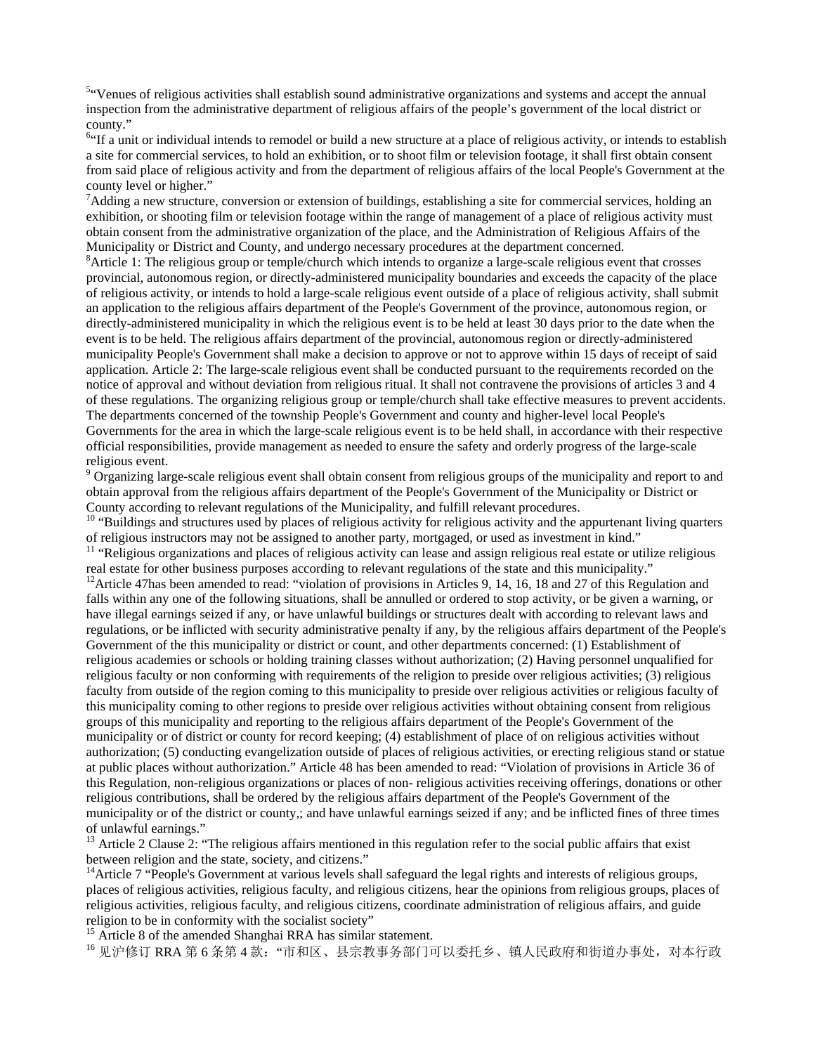[5]"Venues of religious activities shall establish sound administrative organizations and systems and accept the annual inspection from the administrative department of religious affairs of the people's government of the local district or county."

[6]"If a unit or individual intends to remodel or build a new structure at a place of religious activity, or intends to establish a site for commercial services, to hold an exhibition, or to shoot film or television footage, it shall first obtain consent from said place of religious activity and from the department of religious affairs of the local People's Government at the county level or higher."

[7]Adding a new structure, conversion or extension of buildings, establishing a site for commercial services, holding an exhibition, or shooting film or television footage within the range of management of a place of religious activity must obtain consent from the administrative organization of the place, and the Administration of Religious Affairs of the Municipality or District and County, and undergo necessary procedures at the department concerned.

[8]Article 1: The religious group or temple/church which intends to organize a large-scale religious event that crosses provincial, autonomous region, or directly-administered municipality boundaries and exceeds the capacity of the place of religious activity, or intends to hold a large-scale religious event outside of a place of religious activity, shall submit an application to the religious affairs department of the People's Government of the province, autonomous region, or directly-administered municipality in which the religious event is to be held at least 30 days prior to the date when the event is to be held. The religious affairs department of the provincial, autonomous region or directly-administered municipality People's Government shall make a decision to approve or not to approve within 15 days of receipt of said application. Article 2: The large-scale religious event shall be conducted pursuant to the requirements recorded on the notice of approval and without deviation from religious ritual. It shall not contravene the provisions of articles 3 and 4 of these regulations. The organizing religious group or temple/church shall take effective measures to prevent accidents. The departments concerned of the township People's Government and county and higher-level local People's Governments for the area in which the large-scale religious event is to be held shall, in accordance with their respective official responsibilities, provide management as needed to ensure the safety and orderly progress of the large-scale religious event.

[9] Organizing large-scale religious event shall obtain consent from religious groups of the municipality and report to and obtain approval from the religious affairs department of the People's Government of the Municipality or District or County according to relevant regulations of the Municipality, and fulfill relevant procedures.

[10] "Buildings and structures used by places of religious activity for religious activity and the appurtenant living quarters of religious instructors may not be assigned to another party, mortgaged, or used as investment in kind."

[11] "Religious organizations and places of religious activity can lease and assign religious real estate or utilize religious real estate for other business purposes according to relevant regulations of the state and this municipality."

[12]Article 47has been amended to read: "violation of provisions in Articles 9, 14, 16, 18 and 27 of this Regulation and falls within any one of the following situations, shall be annulled or ordered to stop activity, or be given a warning, or have illegal earnings seized if any, or have unlawful buildings or structures dealt with according to relevant laws and regulations, or be inflicted with security administrative penalty if any, by the religious affairs department of the People's Government of the this municipality or district or count, and other departments concerned: (1) Establishment of religious academies or schools or holding training classes without authorization; (2) Having personnel unqualified for religious faculty or non conforming with requirements of the religion to preside over religious activities; (3) religious faculty from outside of the region coming to this municipality to preside over religious activities or religious faculty of this municipality coming to other regions to preside over religious activities without obtaining consent from religious groups of this municipality and reporting to the religious affairs department of the People's Government of the municipality or of district or county for record keeping; (4) establishment of place of on religious activities without authorization; (5) conducting evangelization outside of places of religious activities, or erecting religious stand or statue at public places without authorization." Article 48 has been amended to read: "Violation of provisions in Article 36 of this Regulation, non-religious organizations or places of non- religious activities receiving offerings, donations or other religious contributions, shall be ordered by the religious affairs department of the People's Government of the municipality or of the district or county,; and have unlawful earnings seized if any; and be inflicted fines of three times of unlawful earnings."

[13] Article 2 Clause 2: "The religious affairs mentioned in this regulation refer to the social public affairs that exist between religion and the state, society, and citizens."

[14]Article 7 "People's Government at various levels shall safeguard the legal rights and interests of religious groups, places of religious activities, religious faculty, and religious citizens, hear the opinions from religious groups, places of religious activities, religious faculty, and religious citizens, coordinate administration of religious affairs, and guide religion to be in conformity with the socialist society"

[15] Article 8 of the amended Shanghai RRA has similar statement.

[16] 见沪修订 RRA 第 6 条第 4 款："市和区、县宗教事务部门可以委托乡、镇人民政府和街道办事处，对本行政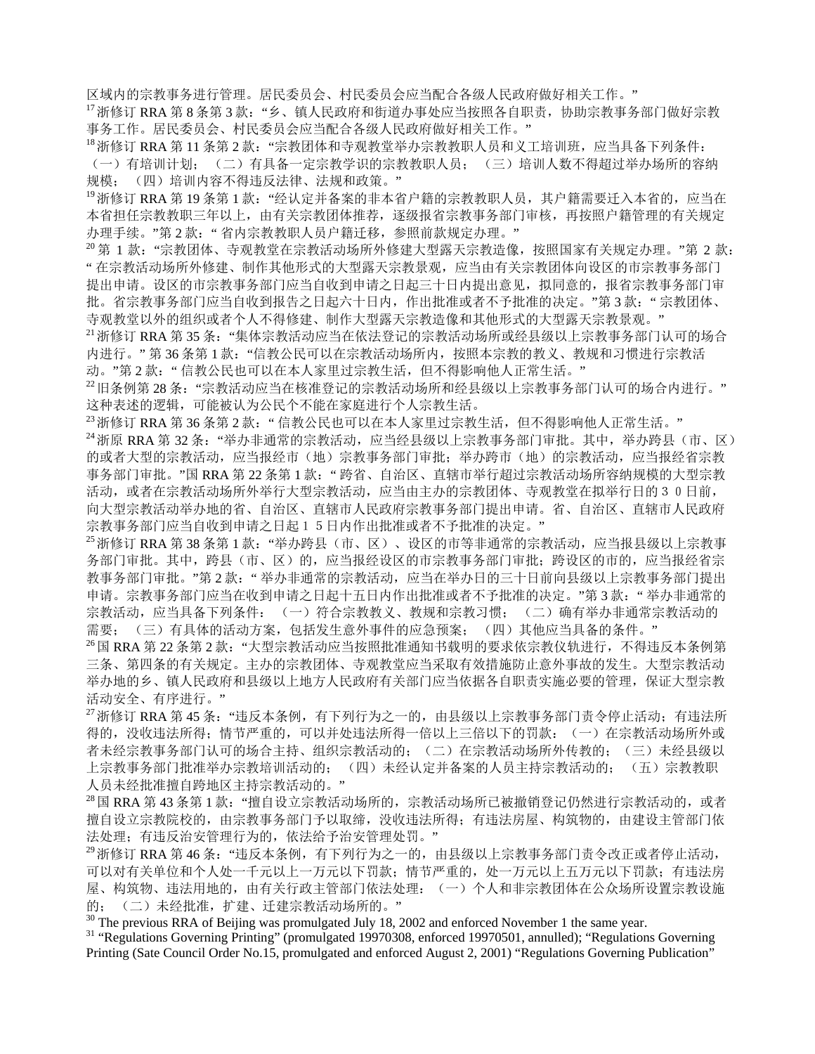区域内的宗教事务进行管理。居民委员会、村民委员会应当配合各级人民政府做好相关工作。”

[17] 浙修订 RRA 第 8 条第 3 款：“乡、镇人民政府和街道办事处应当按照各自职责，协助宗教事务部门做好宗教事务工作。居民委员会、村民委员会应当配合各级人民政府做好相关工作。”

[18] 浙修订 RRA 第 11 条第 2 款：“宗教团体和寺观教堂举办宗教教职人员和义工培训班，应当具备下列条件：（一）有培训计划；（二）有具备一定宗教学识的宗教教职人员；（三）培训人数不得超过举办场所的容纳规模；（四）培训内容不得违反法律、法规和政策。”

[19] 浙修订 RRA 第 19 条第 1 款：“经认定并备案的非本省户籍的宗教教职人员，其户籍需要迁入本省的，应当在本省担任宗教教职三年以上，由有关宗教团体推荐，逐级报省宗教事务部门审核，再按照户籍管理的有关规定办理手续。”第 2 款：“省内宗教教职人员户籍迁移，参照前款规定办理。”

[20] 第 1 款：“宗教团体、寺观教堂在宗教活动场所外修建大型露天宗教造像，按照国家有关规定办理。”第 2 款：“在宗教活动场所外修建、制作其他形式的大型露天宗教景观，应当由有关宗教团体向设区的市宗教事务部门提出申请。设区的市宗教事务部门应当自收到申请之日起三十日内提出意见，拟同意的，报省宗教事务部门审批。省宗教事务部门应当自收到报告之日起六十日内，作出批准或者不予批准的决定。”第 3 款：“宗教团体、寺观教堂以外的组织或者个人不得修建、制作大型露天宗教造像和其他形式的大型露天宗教景观。”

[21] 浙修订 RRA 第 35 条：“集体宗教活动应当在依法登记的宗教活动场所或经县级以上宗教事务部门认可的场合内进行。”第 36 条第 1 款：“信教公民可以在宗教活动场所内，按照本宗教的教义、教规和习惯进行宗教活动。”第 2 款：“信教公民也可以在本人家里过宗教生活，但不得影响他人正常生活。”

[22] 旧条例第 28 条：“宗教活动应当在核准登记的宗教活动场所和经县级以上宗教事务部门认可的场合内进行。”这种表述的逻辑，可能被认为公民个不能在家庭进行个人宗教生活。

[23] 浙修订 RRA 第 36 条第 2 款：“信教公民也可以在本人家里过宗教生活，但不得影响他人正常生活。”

[24] 浙原 RRA 第 32 条：“举办非通常的宗教活动，应当经县级以上宗教事务部门审批。其中，举办跨县（市、区）的或者大型的宗教活动，应当报经市（地）宗教事务部门审批；举办跨市（地）的宗教活动，应当报经省宗教事务部门审批。”国 RRA 第 22 条第 1 款：“跨省、自治区、直辖市举行超过宗教活动场所容纳规模的大型宗教活动，或者在宗教活动场所外举行大型宗教活动，应当由主办的宗教团体、寺观教堂在拟举行日的 3 0 日前，向大型宗教活动举办地的省、自治区、直辖市人民政府宗教事务部门提出申请。省、自治区、直辖市人民政府宗教事务部门应当自收到申请之日起 1 5 日内作出批准或者不予批准的决定。”

[25] 浙修订 RRA 第 38 条第 1 款：“举办跨县（市、区）、设区的市等非通常的宗教活动，应当报县级以上宗教事务部门审批。其中，跨县（市、区）的，应当报经设区的市宗教事务部门审批；跨设区的市的，应当报经省宗教事务部门审批。”第 2 款：“举办非通常的宗教活动，应当在举办日的三十日前向县级以上宗教事务部门提出申请。宗教事务部门应当在收到申请之日起十五日内作出批准或者不予批准的决定。”第 3 款：“举办非通常的宗教活动，应当具备下列条件：（一）符合宗教教义、教规和宗教习惯；（二）确有举办非通常宗教活动的需要；（三）有具体的活动方案，包括发生意外事件的应急预案；（四）其他应当具备的条件。”

[26] 国 RRA 第 22 条第 2 款：“大型宗教活动应当按照批准通知书载明的要求依宗教仪轨进行，不得违反本条例第三条、第四条的有关规定。主办的宗教团体、寺观教堂应当采取有效措施防止意外事故的发生。大型宗教活动举办地的乡、镇人民政府和县级以上地方人民政府有关部门应当依据各自职责实施必要的管理，保证大型宗教活动安全、有序进行。”

[27] 浙修订 RRA 第 45 条：“违反本条例，有下列行为之一的，由县级以上宗教事务部门责令停止活动；有违法所得的，没收违法所得；情节严重的，可以并处违法所得一倍以上三倍以下的罚款：（一）在宗教活动场所外或者未经宗教事务部门认可的场合主持、组织宗教活动的；（二）在宗教活动场所外传教的；（三）未经县级以上宗教事务部门批准举办宗教培训活动的；（四）未经认定并备案的人员主持宗教活动的；（五）宗教教职人员未经批准擅自跨地区主持宗教活动的。”

[28] 国 RRA 第 43 条第 1 款：“擅自设立宗教活动场所的，宗教活动场所已被撤销登记仍然进行宗教活动的，或者擅自设立宗教院校的，由宗教事务部门予以取缔，没收违法所得；有违法房屋、构筑物的，由建设主管部门依法处理；有违反治安管理行为的，依法给予治安管理处罚。”

[29] 浙修订 RRA 第 46 条：“违反本条例，有下列行为之一的，由县级以上宗教事务部门责令改正或者停止活动，可以对有关单位和个人处一千元以上一万元以下罚款；情节严重的，处一万元以上五万元以下罚款；有违法房屋、构筑物、违法用地的，由有关行政主管部门依法处理：（一）个人和非宗教团体在公众场所设置宗教设施的；（二）未经批准，扩建、迁建宗教活动场所的。”

[30] The previous RRA of Beijing was promulgated July 18, 2002 and enforced November 1 the same year.

[31] “Regulations Governing Printing” (promulgated 19970308, enforced 19970501, annulled); “Regulations Governing Printing (Sate Council Order No.15, promulgated and enforced August 2, 2001) “Regulations Governing Publication”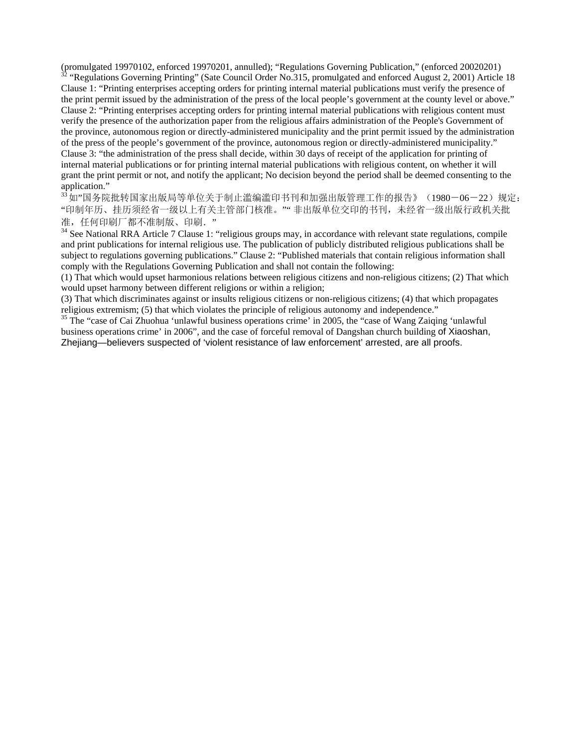(promulgated 19970102, enforced 19970201, annulled); "Regulations Governing Publication," (enforced 20020201)

[32] "Regulations Governing Printing" (Sate Council Order No.315, promulgated and enforced August 2, 2001) Article 18 Clause 1: "Printing enterprises accepting orders for printing internal material publications must verify the presence of the print permit issued by the administration of the press of the local people's government at the county level or above." Clause 2: "Printing enterprises accepting orders for printing internal material publications with religious content must verify the presence of the authorization paper from the religious affairs administration of the People's Government of the province, autonomous region or directly-administered municipality and the print permit issued by the administration of the press of the people's government of the province, autonomous region or directly-administered municipality." Clause 3: "the administration of the press shall decide, within 30 days of receipt of the application for printing of internal material publications or for printing internal material publications with religious content, on whether it will grant the print permit or not, and notify the applicant; No decision beyond the period shall be deemed consenting to the application."

[33] 如"国务院批转国家出版局等单位关于制止滥编滥印书刊和加强出版管理工作的报告》（1980－06－22）规定："印制年历、挂历须经省一级以上有关主管部门核准。""非出版单位交印的书刊，未经省一级出版行政机关批准，任何印刷厂都不准制版、印刷．"

[34] See National RRA Article 7 Clause 1: "religious groups may, in accordance with relevant state regulations, compile and print publications for internal religious use. The publication of publicly distributed religious publications shall be subject to regulations governing publications." Clause 2: "Published materials that contain religious information shall comply with the Regulations Governing Publication and shall not contain the following:

(1) That which would upset harmonious relations between religious citizens and non-religious citizens; (2) That which would upset harmony between different religions or within a religion;

(3) That which discriminates against or insults religious citizens or non-religious citizens; (4) that which propagates religious extremism; (5) that which violates the principle of religious autonomy and independence."

[35] The "case of Cai Zhuohua 'unlawful business operations crime' in 2005, the "case of Wang Zaiqing 'unlawful business operations crime' in 2006", and the case of forceful removal of Dangshan church building of Xiaoshan, Zhejiang—believers suspected of 'violent resistance of law enforcement' arrested, are all proofs.